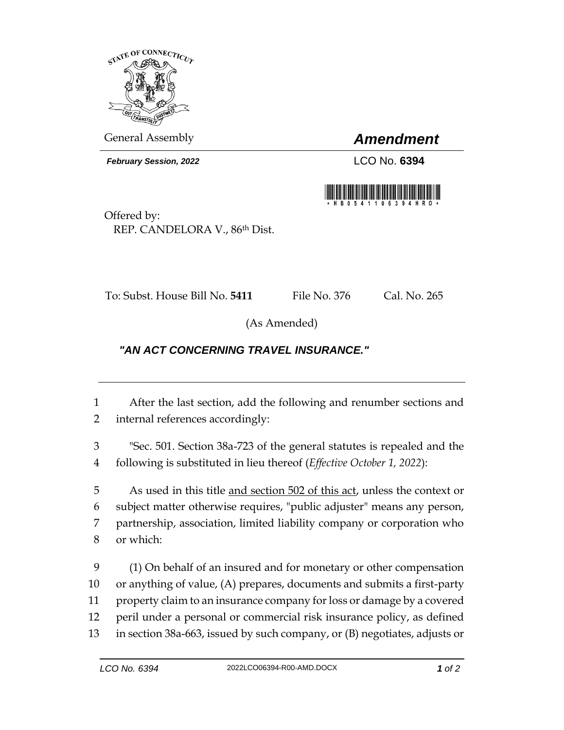General Assembly

# *Amendment*

***February Session, 2022***

LCO No. **6394**

Offered by:
REP. CANDELORA V., 86th Dist.

To: Subst. House Bill No. **5411** File No. 376 Cal. No. 265

(As Amended)

## *"AN ACT CONCERNING TRAVEL INSURANCE."*

1 After the last section, add the following and renumber sections and
2 internal references accordingly:

3 "Sec. 501. Section 38a-723 of the general statutes is repealed and the
4 following is substituted in lieu thereof (*Effective October 1, 2022*):

5 As used in this title <u>and section 502 of this act</u>, unless the context or
6 subject matter otherwise requires, "public adjuster" means any person,
7 partnership, association, limited liability company or corporation who
8 or which:

9 (1) On behalf of an insured and for monetary or other compensation
10 or anything of value, (A) prepares, documents and submits a first-party
11 property claim to an insurance company for loss or damage by a covered
12 peril under a personal or commercial risk insurance policy, as defined
13 in section 38a-663, issued by such company, or (B) negotiates, adjusts or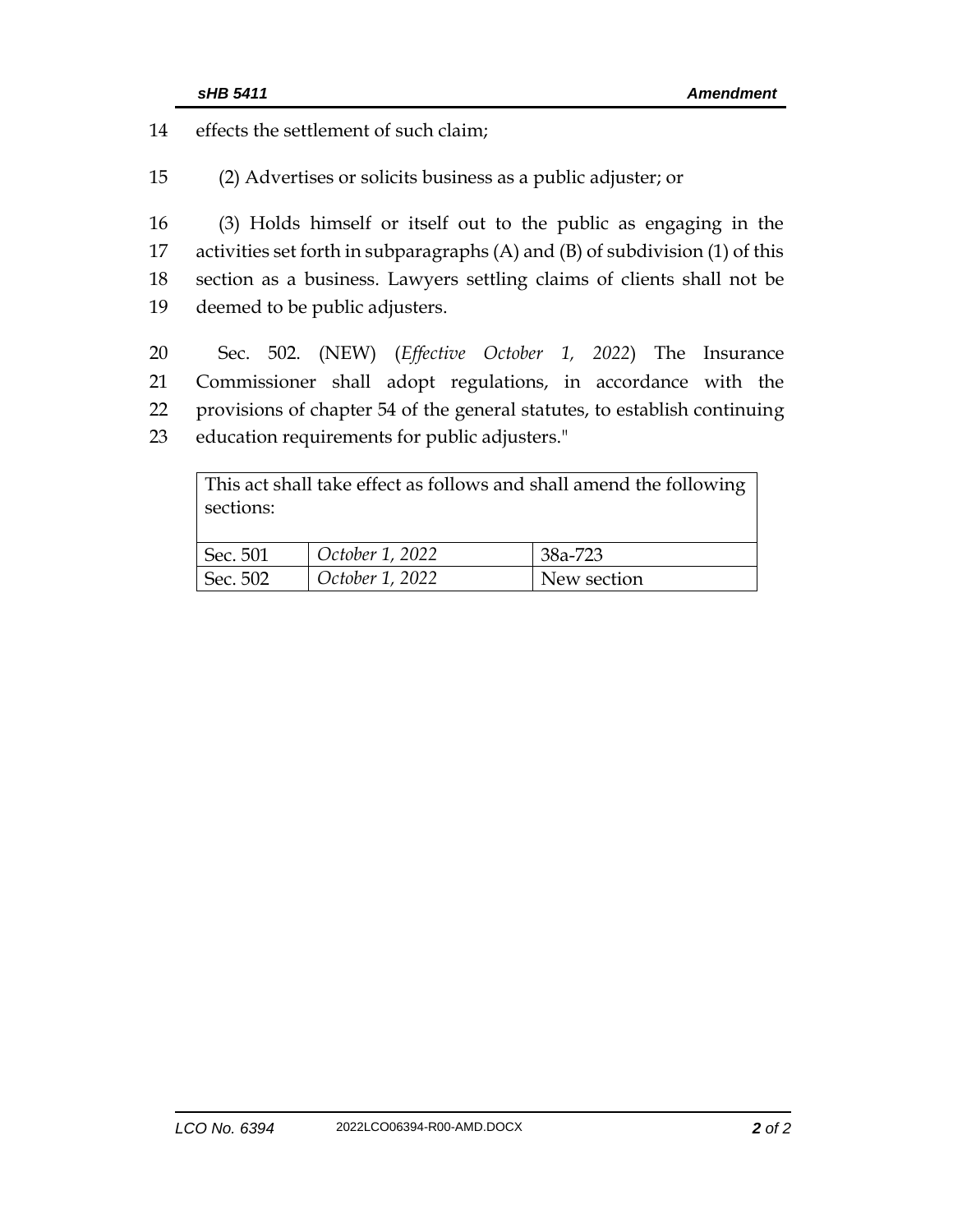14 effects the settlement of such claim;

15 (2) Advertises or solicits business as a public adjuster; or

16 (3) Holds himself or itself out to the public as engaging in the
17 activities set forth in subparagraphs (A) and (B) of subdivision (1) of this
18 section as a business. Lawyers settling claims of clients shall not be
19 deemed to be public adjusters.

20 Sec. 502. (NEW) (*Effective October 1, 2022*) The Insurance
21 Commissioner shall adopt regulations, in accordance with the
22 provisions of chapter 54 of the general statutes, to establish continuing
23 education requirements for public adjusters."

| This act shall take effect as follows and shall amend the following sections: | | |
|---|---|---|
| Sec. 501 | *October 1, 2022* | 38a-723 |
| Sec. 502 | *October 1, 2022* | New section |